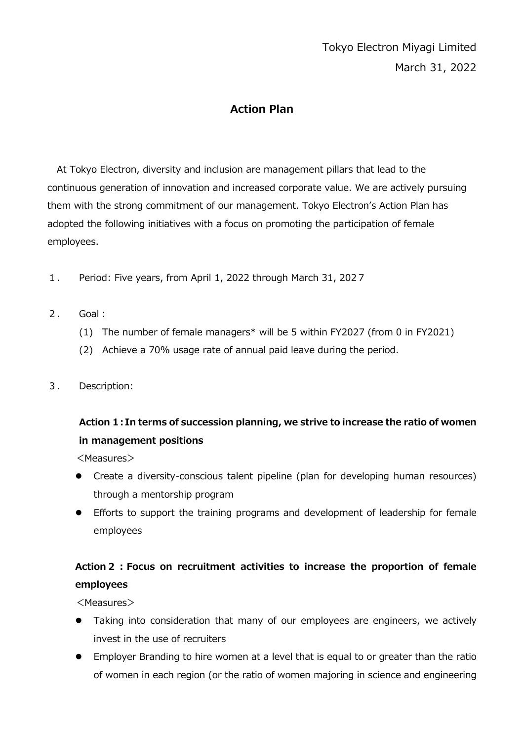Tokyo Electron Miyagi Limited

March 31, 2022

# Action Plan

At Tokyo Electron, diversity and inclusion are management pillars that lead to the continuous generation of innovation and increased corporate value. We are actively pursuing them with the strong commitment of our management. Tokyo Electron's Action Plan has adopted the following initiatives with a focus on promoting the participation of female employees.

1. Period: Five years, from April 1, 2022 through March 31, 2027

2. Goal :
   (1) The number of female managers* will be 5 within FY2027 (from 0 in FY2021)
   (2) Achieve a 70% usage rate of annual paid leave during the period.

3. Description:

**Action 1：In terms of succession planning, we strive to increase the ratio of women in management positions**

<Measures>

- Create a diversity-conscious talent pipeline (plan for developing human resources) through a mentorship program
- Efforts to support the training programs and development of leadership for female employees

**Action 2 : Focus on recruitment activities to increase the proportion of female employees**

<Measures>

- Taking into consideration that many of our employees are engineers, we actively invest in the use of recruiters
- Employer Branding to hire women at a level that is equal to or greater than the ratio of women in each region (or the ratio of women majoring in science and engineering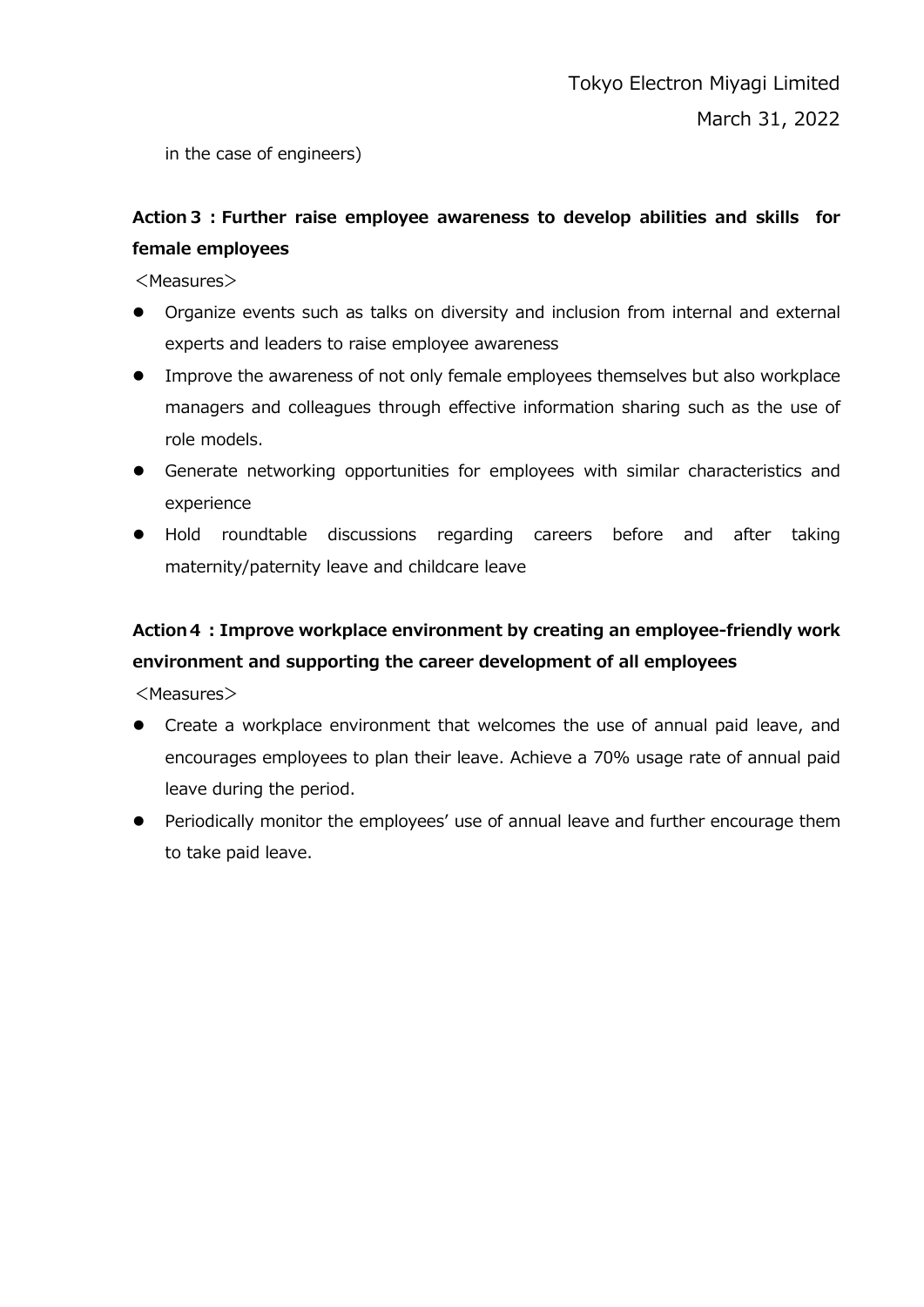in the case of engineers)

**Action 3 : Further raise employee awareness to develop abilities and skills for female employees**

<Measures>

- Organize events such as talks on diversity and inclusion from internal and external experts and leaders to raise employee awareness
- Improve the awareness of not only female employees themselves but also workplace managers and colleagues through effective information sharing such as the use of role models.
- Generate networking opportunities for employees with similar characteristics and experience
- Hold roundtable discussions regarding careers before and after taking maternity/paternity leave and childcare leave

**Action 4 : Improve workplace environment by creating an employee-friendly work environment and supporting the career development of all employees**

<Measures>

- Create a workplace environment that welcomes the use of annual paid leave, and encourages employees to plan their leave. Achieve a 70% usage rate of annual paid leave during the period.
- Periodically monitor the employees' use of annual leave and further encourage them to take paid leave.